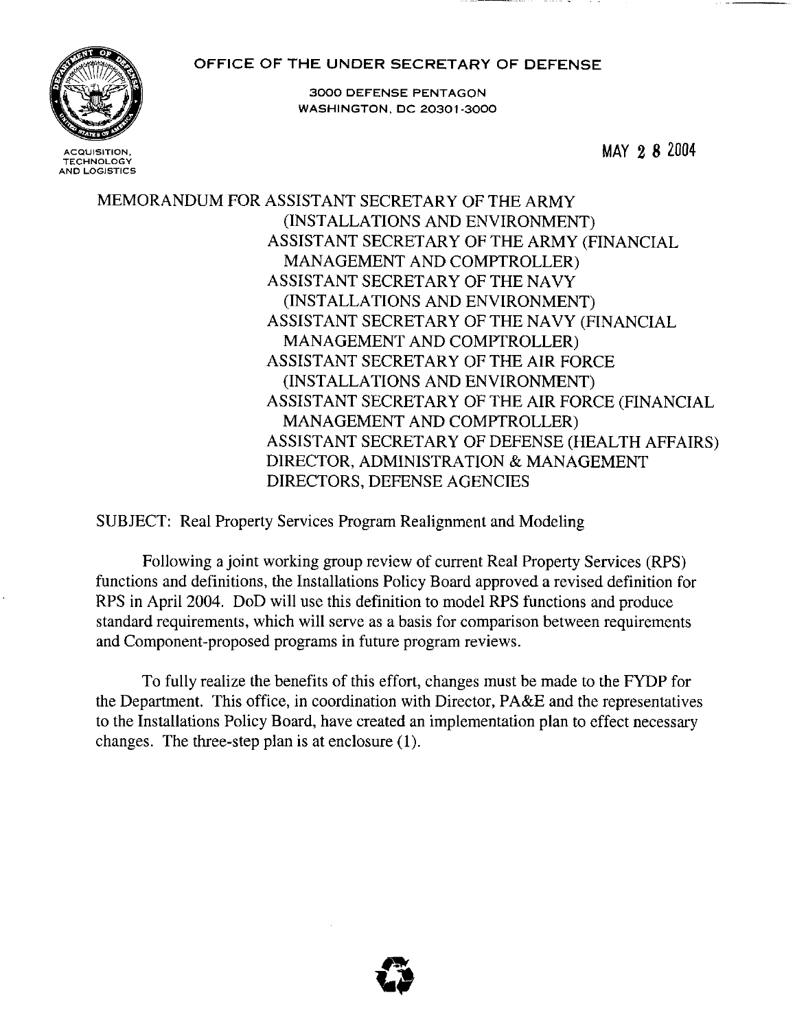**OFFICE OF THE UNDER SECRETARY OF DEFENSE**

3000 DEFENSE PENTAGON
WASHINGTON, DC 20301-3000

ACQUISITION, TECHNOLOGY AND LOGISTICS

MAY 28 2004

MEMORANDUM FOR ASSISTANT SECRETARY OF THE ARMY (INSTALLATIONS AND ENVIRONMENT)
ASSISTANT SECRETARY OF THE ARMY (FINANCIAL MANAGEMENT AND COMPTROLLER)
ASSISTANT SECRETARY OF THE NAVY (INSTALLATIONS AND ENVIRONMENT)
ASSISTANT SECRETARY OF THE NAVY (FINANCIAL MANAGEMENT AND COMPTROLLER)
ASSISTANT SECRETARY OF THE AIR FORCE (INSTALLATIONS AND ENVIRONMENT)
ASSISTANT SECRETARY OF THE AIR FORCE (FINANCIAL MANAGEMENT AND COMPTROLLER)
ASSISTANT SECRETARY OF DEFENSE (HEALTH AFFAIRS)
DIRECTOR, ADMINISTRATION & MANAGEMENT
DIRECTORS, DEFENSE AGENCIES

SUBJECT: Real Property Services Program Realignment and Modeling

Following a joint working group review of current Real Property Services (RPS) functions and definitions, the Installations Policy Board approved a revised definition for RPS in April 2004. DoD will use this definition to model RPS functions and produce standard requirements, which will serve as a basis for comparison between requirements and Component-proposed programs in future program reviews.

To fully realize the benefits of this effort, changes must be made to the FYDP for the Department. This office, in coordination with Director, PA&E and the representatives to the Installations Policy Board, have created an implementation plan to effect necessary changes. The three-step plan is at enclosure (1).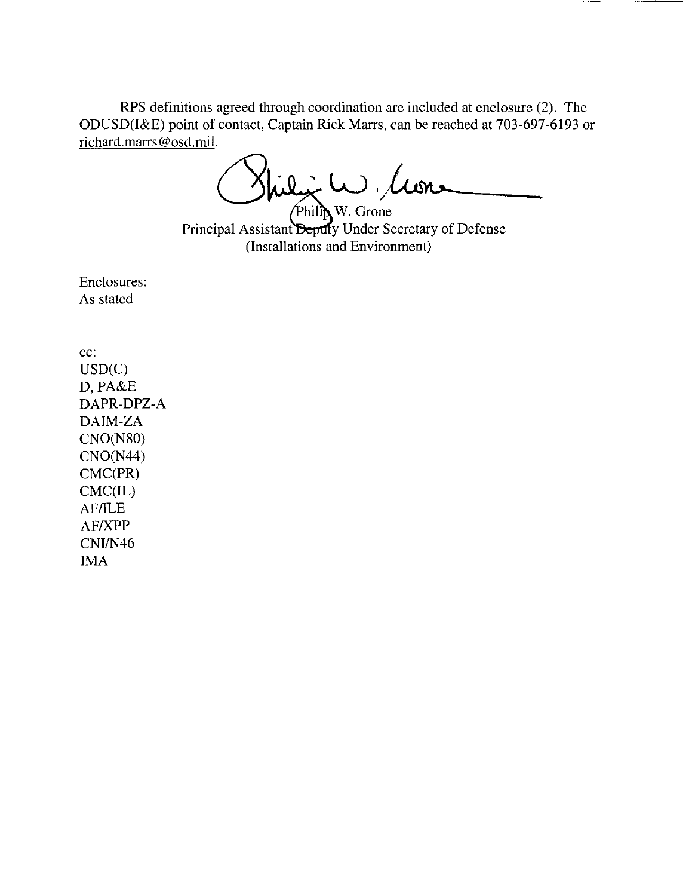RPS definitions agreed through coordination are included at enclosure (2). The ODUSD(I&E) point of contact, Captain Rick Marrs, can be reached at 703-697-6193 or richard.marrs@osd.mil.

Philip W. Grone
Principal Assistant Deputy Under Secretary of Defense
(Installations and Environment)

Enclosures:
As stated

cc:
USD(C)
D, PA&E
DAPR-DPZ-A
DAIM-ZA
CNO(N80)
CNO(N44)
CMC(PR)
CMC(IL)
AF/ILE
AF/XPP
CNI/N46
IMA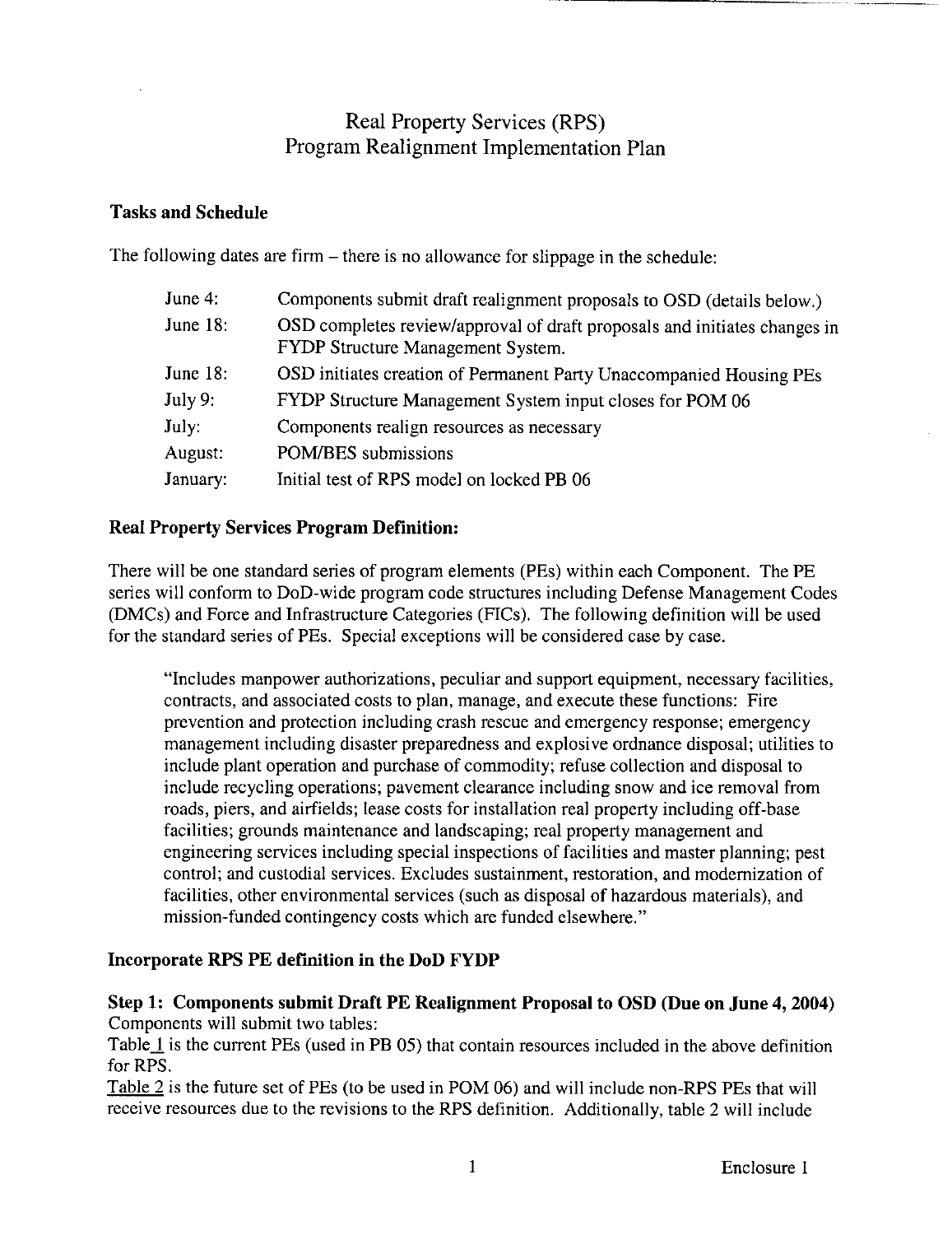# Real Property Services (RPS)
# Program Realignment Implementation Plan

## Tasks and Schedule

The following dates are firm – there is no allowance for slippage in the schedule:

| | |
|---|---|
| June 4: | Components submit draft realignment proposals to OSD (details below.) |
| June 18: | OSD completes review/approval of draft proposals and initiates changes in FYDP Structure Management System. |
| June 18: | OSD initiates creation of Permanent Party Unaccompanied Housing PEs |
| July 9: | FYDP Structure Management System input closes for POM 06 |
| July: | Components realign resources as necessary |
| August: | POM/BES submissions |
| January: | Initial test of RPS model on locked PB 06 |

## Real Property Services Program Definition:

There will be one standard series of program elements (PEs) within each Component. The PE series will conform to DoD-wide program code structures including Defense Management Codes (DMCs) and Force and Infrastructure Categories (FICs). The following definition will be used for the standard series of PEs. Special exceptions will be considered case by case.

> "Includes manpower authorizations, peculiar and support equipment, necessary facilities, contracts, and associated costs to plan, manage, and execute these functions: Fire prevention and protection including crash rescue and emergency response; emergency management including disaster preparedness and explosive ordnance disposal; utilities to include plant operation and purchase of commodity; refuse collection and disposal to include recycling operations; pavement clearance including snow and ice removal from roads, piers, and airfields; lease costs for installation real property including off-base facilities; grounds maintenance and landscaping; real property management and engineering services including special inspections of facilities and master planning; pest control; and custodial services. Excludes sustainment, restoration, and modernization of facilities, other environmental services (such as disposal of hazardous materials), and mission-funded contingency costs which are funded elsewhere."

## Incorporate RPS PE definition in the DoD FYDP

**Step 1: Components submit Draft PE Realignment Proposal to OSD (Due on June 4, 2004)**
Components will submit two tables:
Table 1 is the current PEs (used in PB 05) that contain resources included in the above definition for RPS.
Table 2 is the future set of PEs (to be used in POM 06) and will include non-RPS PEs that will receive resources due to the revisions to the RPS definition. Additionally, table 2 will include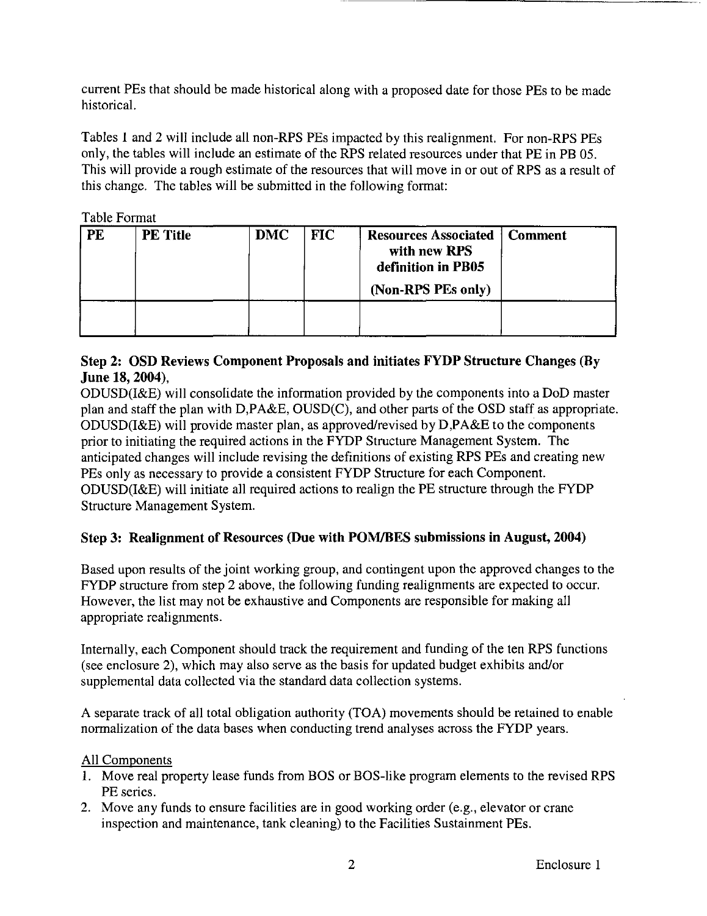current PEs that should be made historical along with a proposed date for those PEs to be made historical.

Tables 1 and 2 will include all non-RPS PEs impacted by this realignment. For non-RPS PEs only, the tables will include an estimate of the RPS related resources under that PE in PB 05. This will provide a rough estimate of the resources that will move in or out of RPS as a result of this change. The tables will be submitted in the following format:

Table Format

| PE | PE Title | DMC | FIC | Resources Associated with new RPS definition in PB05 (Non-RPS PEs only) | Comment |
|---|---|---|---|---|---|
| | | | | | |

**Step 2: OSD Reviews Component Proposals and initiates FYDP Structure Changes (By June 18, 2004),**

ODUSD(I&E) will consolidate the information provided by the components into a DoD master plan and staff the plan with D,PA&E, OUSD(C), and other parts of the OSD staff as appropriate. ODUSD(I&E) will provide master plan, as approved/revised by D,PA&E to the components prior to initiating the required actions in the FYDP Structure Management System. The anticipated changes will include revising the definitions of existing RPS PEs and creating new PEs only as necessary to provide a consistent FYDP Structure for each Component. ODUSD(I&E) will initiate all required actions to realign the PE structure through the FYDP Structure Management System.

**Step 3: Realignment of Resources (Due with POM/BES submissions in August, 2004)**

Based upon results of the joint working group, and contingent upon the approved changes to the FYDP structure from step 2 above, the following funding realignments are expected to occur. However, the list may not be exhaustive and Components are responsible for making all appropriate realignments.

Internally, each Component should track the requirement and funding of the ten RPS functions (see enclosure 2), which may also serve as the basis for updated budget exhibits and/or supplemental data collected via the standard data collection systems.

A separate track of all total obligation authority (TOA) movements should be retained to enable normalization of the data bases when conducting trend analyses across the FYDP years.

<u>All Components</u>

1. Move real property lease funds from BOS or BOS-like program elements to the revised RPS PE series.
2. Move any funds to ensure facilities are in good working order (e.g., elevator or crane inspection and maintenance, tank cleaning) to the Facilities Sustainment PEs.

Enclosure 1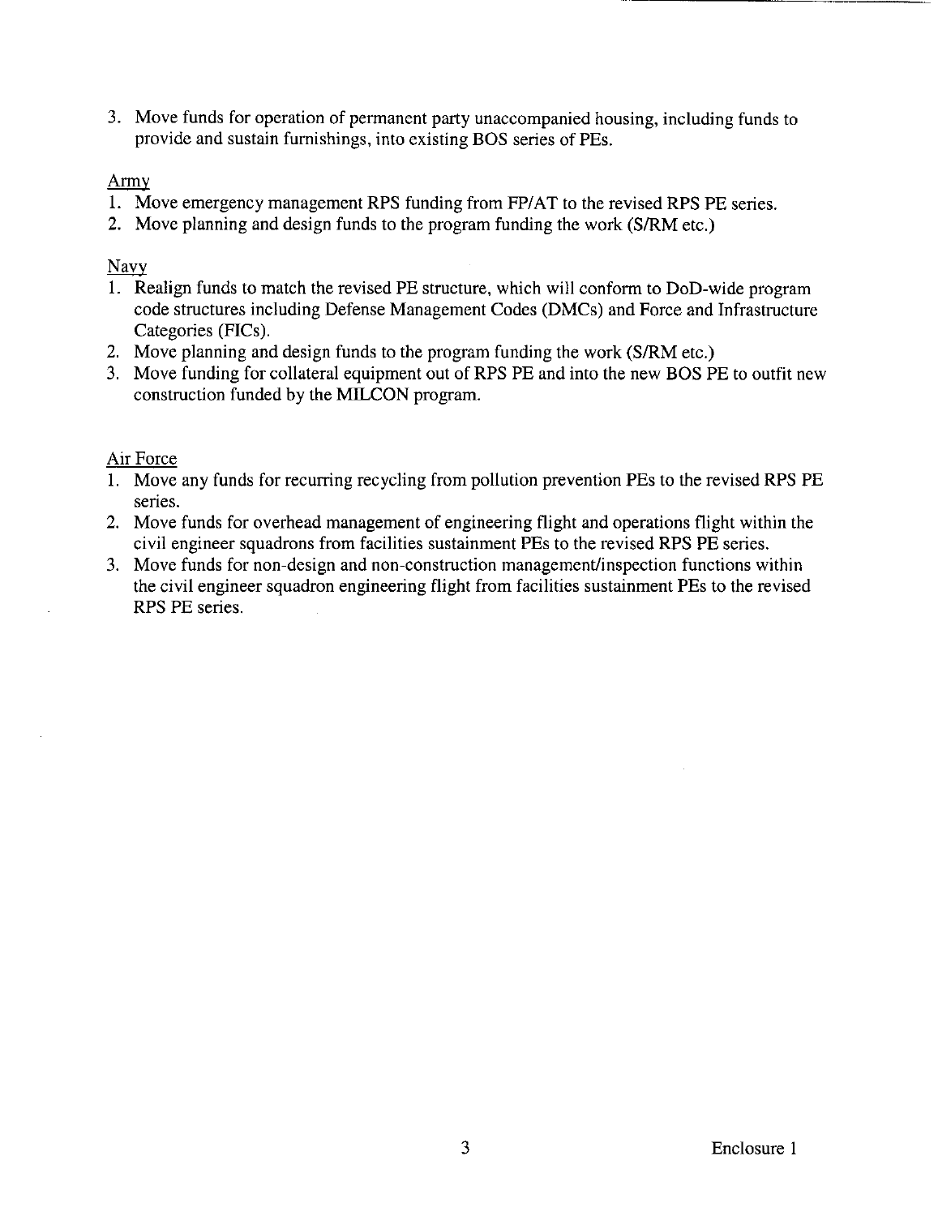3. Move funds for operation of permanent party unaccompanied housing, including funds to provide and sustain furnishings, into existing BOS series of PEs.

Army

1. Move emergency management RPS funding from FP/AT to the revised RPS PE series.
2. Move planning and design funds to the program funding the work (S/RM etc.)

Navy

1. Realign funds to match the revised PE structure, which will conform to DoD-wide program code structures including Defense Management Codes (DMCs) and Force and Infrastructure Categories (FICs).
2. Move planning and design funds to the program funding the work (S/RM etc.)
3. Move funding for collateral equipment out of RPS PE and into the new BOS PE to outfit new construction funded by the MILCON program.

Air Force

1. Move any funds for recurring recycling from pollution prevention PEs to the revised RPS PE series.
2. Move funds for overhead management of engineering flight and operations flight within the civil engineer squadrons from facilities sustainment PEs to the revised RPS PE series.
3. Move funds for non-design and non-construction management/inspection functions within the civil engineer squadron engineering flight from facilities sustainment PEs to the revised RPS PE series.

Enclosure 1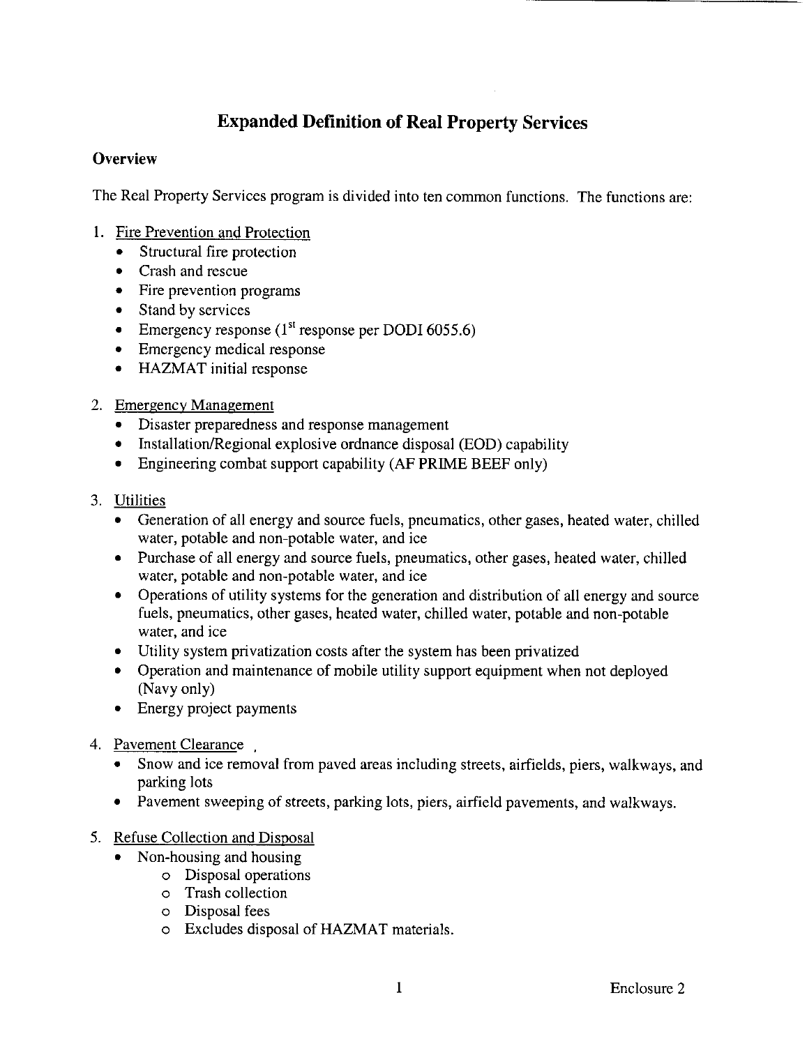# Expanded Definition of Real Property Services

## Overview

The Real Property Services program is divided into ten common functions. The functions are:

1. Fire Prevention and Protection
   - Structural fire protection
   - Crash and rescue
   - Fire prevention programs
   - Stand by services
   - Emergency response (1st response per DODI 6055.6)
   - Emergency medical response
   - HAZMAT initial response

2. Emergency Management
   - Disaster preparedness and response management
   - Installation/Regional explosive ordnance disposal (EOD) capability
   - Engineering combat support capability (AF PRIME BEEF only)

3. Utilities
   - Generation of all energy and source fuels, pneumatics, other gases, heated water, chilled water, potable and non-potable water, and ice
   - Purchase of all energy and source fuels, pneumatics, other gases, heated water, chilled water, potable and non-potable water, and ice
   - Operations of utility systems for the generation and distribution of all energy and source fuels, pneumatics, other gases, heated water, chilled water, potable and non-potable water, and ice
   - Utility system privatization costs after the system has been privatized
   - Operation and maintenance of mobile utility support equipment when not deployed (Navy only)
   - Energy project payments

4. Pavement Clearance
   - Snow and ice removal from paved areas including streets, airfields, piers, walkways, and parking lots
   - Pavement sweeping of streets, parking lots, piers, airfield pavements, and walkways.

5. Refuse Collection and Disposal
   - Non-housing and housing
     - Disposal operations
     - Trash collection
     - Disposal fees
     - Excludes disposal of HAZMAT materials.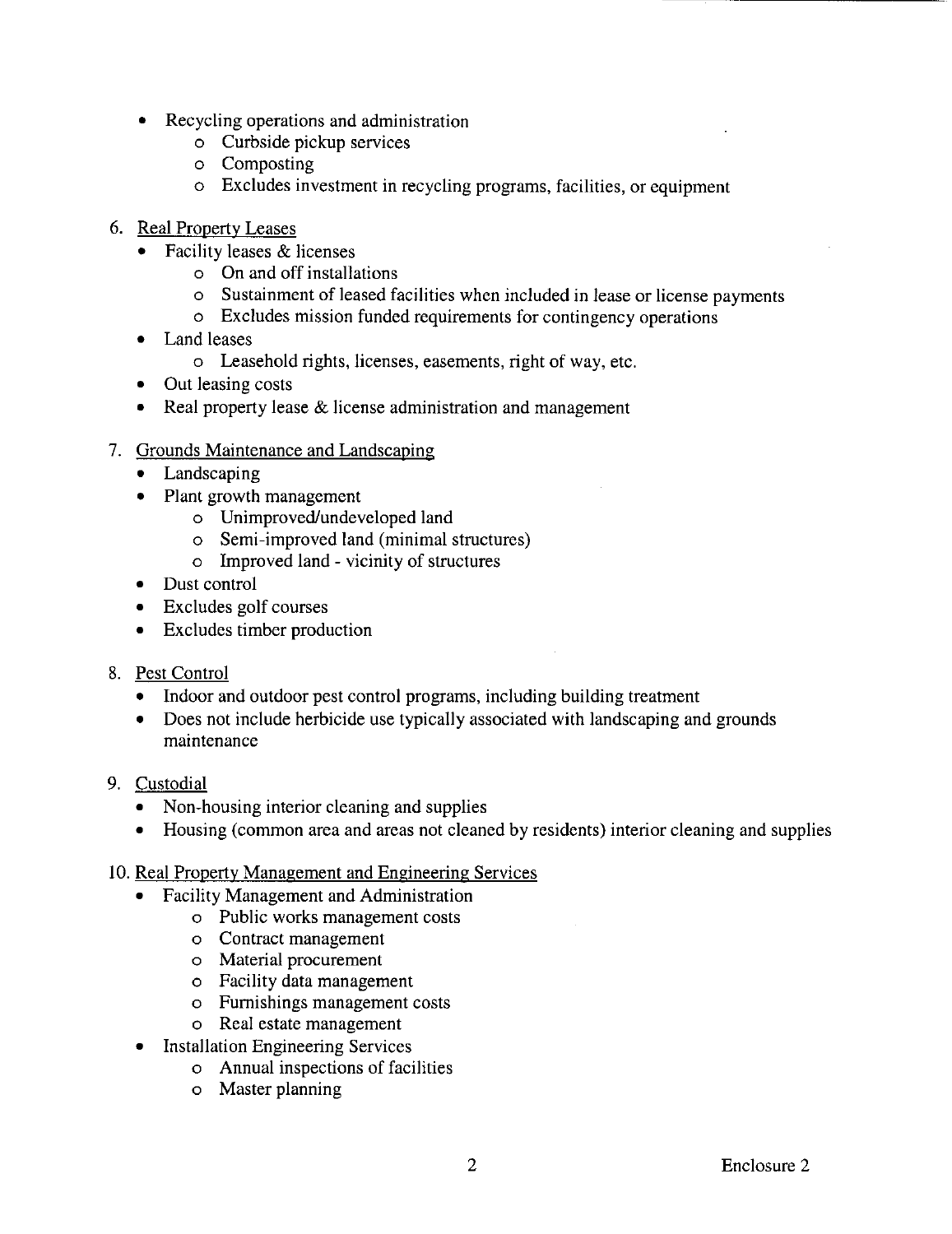- Recycling operations and administration
    - Curbside pickup services
    - Composting
    - Excludes investment in recycling programs, facilities, or equipment

6. Real Property Leases
    - Facility leases & licenses
        - On and off installations
        - Sustainment of leased facilities when included in lease or license payments
        - Excludes mission funded requirements for contingency operations
    - Land leases
        - Leasehold rights, licenses, easements, right of way, etc.
    - Out leasing costs
    - Real property lease & license administration and management

7. Grounds Maintenance and Landscaping
    - Landscaping
    - Plant growth management
        - Unimproved/undeveloped land
        - Semi-improved land (minimal structures)
        - Improved land - vicinity of structures
    - Dust control
    - Excludes golf courses
    - Excludes timber production

8. Pest Control
    - Indoor and outdoor pest control programs, including building treatment
    - Does not include herbicide use typically associated with landscaping and grounds maintenance

9. Custodial
    - Non-housing interior cleaning and supplies
    - Housing (common area and areas not cleaned by residents) interior cleaning and supplies

10. Real Property Management and Engineering Services
    - Facility Management and Administration
        - Public works management costs
        - Contract management
        - Material procurement
        - Facility data management
        - Furnishings management costs
        - Real estate management
    - Installation Engineering Services
        - Annual inspections of facilities
        - Master planning

Enclosure 2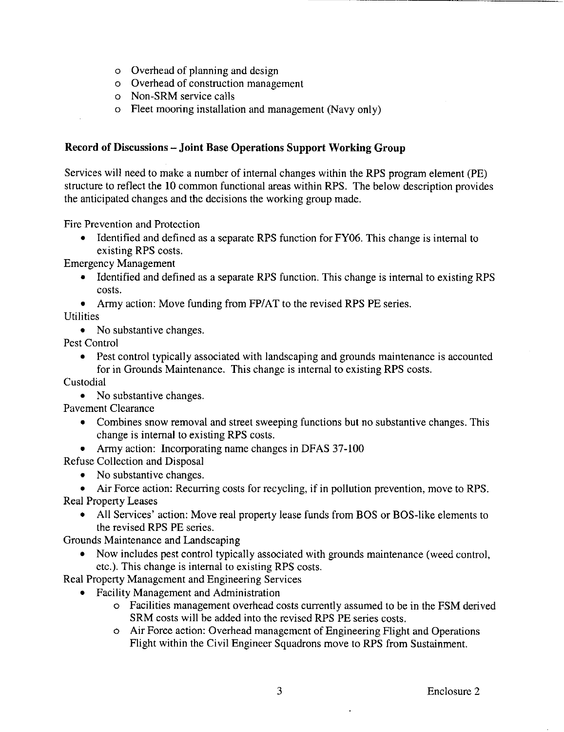- Overhead of planning and design
  - Overhead of construction management
  - Non-SRM service calls
  - Fleet mooring installation and management (Navy only)

**Record of Discussions – Joint Base Operations Support Working Group**

Services will need to make a number of internal changes within the RPS program element (PE) structure to reflect the 10 common functional areas within RPS. The below description provides the anticipated changes and the decisions the working group made.

Fire Prevention and Protection

- Identified and defined as a separate RPS function for FY06. This change is internal to existing RPS costs.

Emergency Management

- Identified and defined as a separate RPS function. This change is internal to existing RPS costs.
- Army action: Move funding from FP/AT to the revised RPS PE series.

Utilities

- No substantive changes.

Pest Control

- Pest control typically associated with landscaping and grounds maintenance is accounted for in Grounds Maintenance. This change is internal to existing RPS costs.

Custodial

- No substantive changes.

Pavement Clearance

- Combines snow removal and street sweeping functions but no substantive changes. This change is internal to existing RPS costs.
- Army action: Incorporating name changes in DFAS 37-100

Refuse Collection and Disposal

- No substantive changes.
- Air Force action: Recurring costs for recycling, if in pollution prevention, move to RPS.

Real Property Leases

- All Services' action: Move real property lease funds from BOS or BOS-like elements to the revised RPS PE series.

Grounds Maintenance and Landscaping

- Now includes pest control typically associated with grounds maintenance (weed control, etc.). This change is internal to existing RPS costs.

Real Property Management and Engineering Services

- Facility Management and Administration
  - Facilities management overhead costs currently assumed to be in the FSM derived SRM costs will be added into the revised RPS PE series costs.
  - Air Force action: Overhead management of Engineering Flight and Operations Flight within the Civil Engineer Squadrons move to RPS from Sustainment.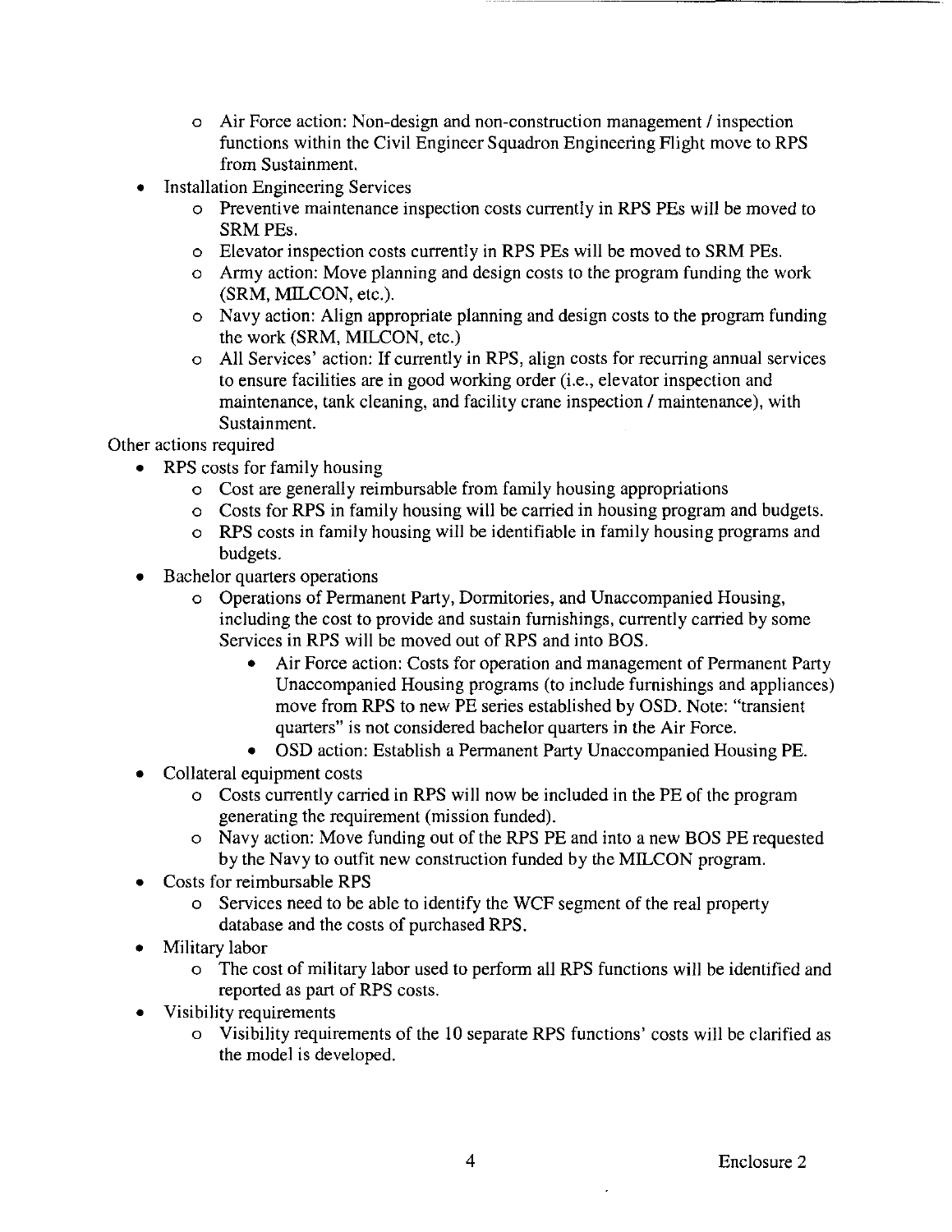- Air Force action: Non-design and non-construction management / inspection functions within the Civil Engineer Squadron Engineering Flight move to RPS from Sustainment.
- Installation Engineering Services
  - Preventive maintenance inspection costs currently in RPS PEs will be moved to SRM PEs.
  - Elevator inspection costs currently in RPS PEs will be moved to SRM PEs.
  - Army action: Move planning and design costs to the program funding the work (SRM, MILCON, etc.).
  - Navy action: Align appropriate planning and design costs to the program funding the work (SRM, MILCON, etc.)
  - All Services' action: If currently in RPS, align costs for recurring annual services to ensure facilities are in good working order (i.e., elevator inspection and maintenance, tank cleaning, and facility crane inspection / maintenance), with Sustainment.

Other actions required

- RPS costs for family housing
  - Cost are generally reimbursable from family housing appropriations
  - Costs for RPS in family housing will be carried in housing program and budgets.
  - RPS costs in family housing will be identifiable in family housing programs and budgets.
- Bachelor quarters operations
  - Operations of Permanent Party, Dormitories, and Unaccompanied Housing, including the cost to provide and sustain furnishings, currently carried by some Services in RPS will be moved out of RPS and into BOS.
    - Air Force action: Costs for operation and management of Permanent Party Unaccompanied Housing programs (to include furnishings and appliances) move from RPS to new PE series established by OSD. Note: "transient quarters" is not considered bachelor quarters in the Air Force.
    - OSD action: Establish a Permanent Party Unaccompanied Housing PE.
- Collateral equipment costs
  - Costs currently carried in RPS will now be included in the PE of the program generating the requirement (mission funded).
  - Navy action: Move funding out of the RPS PE and into a new BOS PE requested by the Navy to outfit new construction funded by the MILCON program.
- Costs for reimbursable RPS
  - Services need to be able to identify the WCF segment of the real property database and the costs of purchased RPS.
- Military labor
  - The cost of military labor used to perform all RPS functions will be identified and reported as part of RPS costs.
- Visibility requirements
  - Visibility requirements of the 10 separate RPS functions' costs will be clarified as the model is developed.

Enclosure 2